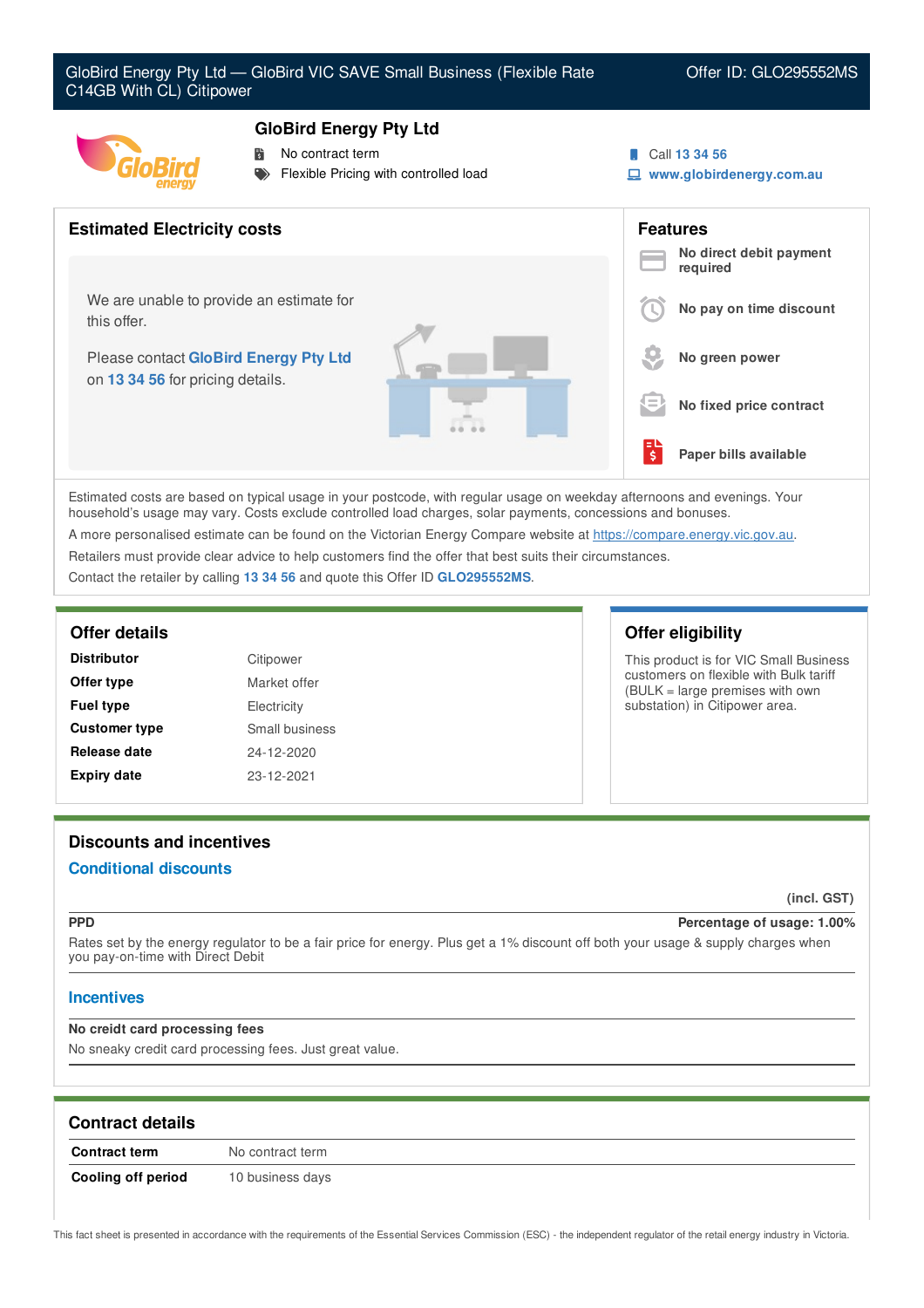# GloBird Energy Pty Ltd — GloBird VIC SAVE Small Business (Flexible Rate C14GB With CL) Citipower

Offer ID: GLO295552MS

## GloBird Energy Pty Ltd

- No contract term
- Flexible Pricing with controlled load

Call 13 34 56
www.globirdenergy.com.au

## Estimated Electricity costs

We are unable to provide an estimate for this offer.

Please contact **GloBird Energy Pty Ltd** on **13 34 56** for pricing details.

## Features

- No direct debit payment required
- No pay on time discount
- No green power
- No fixed price contract
- Paper bills available

Estimated costs are based on typical usage in your postcode, with regular usage on weekday afternoons and evenings. Your household's usage may vary. Costs exclude controlled load charges, solar payments, concessions and bonuses.

A more personalised estimate can be found on the Victorian Energy Compare website at https://compare.energy.vic.gov.au.

Retailers must provide clear advice to help customers find the offer that best suits their circumstances.

Contact the retailer by calling **13 34 56** and quote this Offer ID **GLO295552MS**.

## Offer details

| | |
|---|---|
| **Distributor** | Citipower |
| **Offer type** | Market offer |
| **Fuel type** | Electricity |
| **Customer type** | Small business |
| **Release date** | 24-12-2020 |
| **Expiry date** | 23-12-2021 |

## Offer eligibility

This product is for VIC Small Business customers on flexible with Bulk tariff (BULK = large premises with own substation) in Citipower area.

## Discounts and incentives

### Conditional discounts

(incl. GST)

**PPD** — **Percentage of usage: 1.00%**

Rates set by the energy regulator to be a fair price for energy. Plus get a 1% discount off both your usage & supply charges when you pay-on-time with Direct Debit

### Incentives

**No creidt card processing fees**

No sneaky credit card processing fees. Just great value.

## Contract details

| | |
|---|---|
| **Contract term** | No contract term |
| **Cooling off period** | 10 business days |

This fact sheet is presented in accordance with the requirements of the Essential Services Commission (ESC) - the independent regulator of the retail energy industry in Victoria.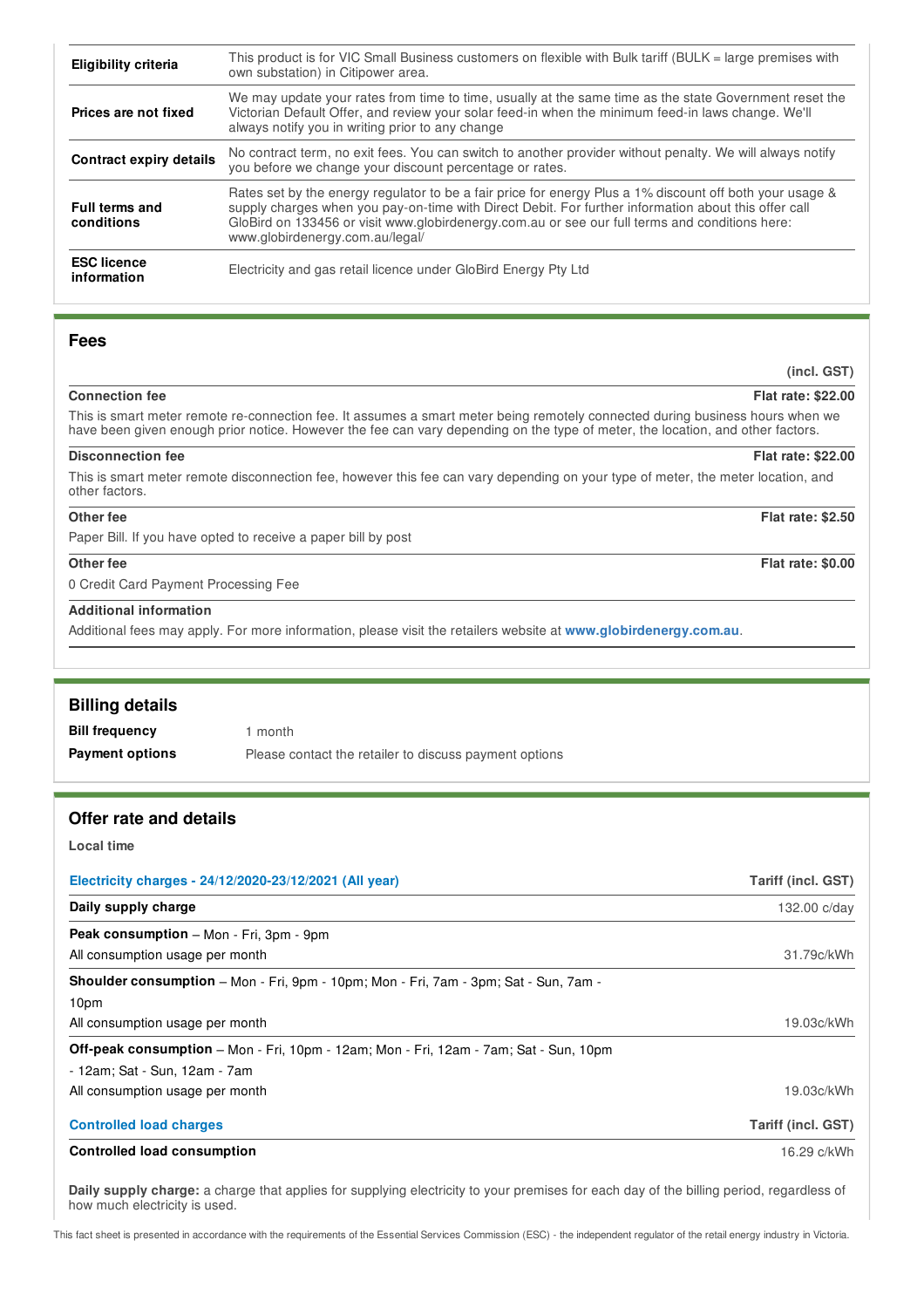| | |
|---|---|
| **Eligibility criteria** | This product is for VIC Small Business customers on flexible with Bulk tariff (BULK = large premises with own substation) in Citipower area. |
| **Prices are not fixed** | We may update your rates from time to time, usually at the same time as the state Government reset the Victorian Default Offer, and review your solar feed-in when the minimum feed-in laws change. We'll always notify you in writing prior to any change |
| **Contract expiry details** | No contract term, no exit fees. You can switch to another provider without penalty. We will always notify you before we change your discount percentage or rates. |
| **Full terms and conditions** | Rates set by the energy regulator to be a fair price for energy Plus a 1% discount off both your usage & supply charges when you pay-on-time with Direct Debit. For further information about this offer call GloBird on 133456 or visit www.globirdenergy.com.au or see our full terms and conditions here: www.globirdenergy.com.au/legal/ |
| **ESC licence information** | Electricity and gas retail licence under GloBird Energy Pty Ltd |

## Fees

**(incl. GST)**

**Connection fee** — **Flat rate: $22.00**

This is smart meter remote re-connection fee. It assumes a smart meter being remotely connected during business hours when we have been given enough prior notice. However the fee can vary depending on the type of meter, the location, and other factors.

**Disconnection fee** — **Flat rate: $22.00**

This is smart meter remote disconnection fee, however this fee can vary depending on your type of meter, the meter location, and other factors.

**Other fee** — **Flat rate: $2.50**

Paper Bill. If you have opted to receive a paper bill by post

**Other fee** — **Flat rate: $0.00**

0 Credit Card Payment Processing Fee

**Additional information**

Additional fees may apply. For more information, please visit the retailers website at **www.globirdenergy.com.au**.

## Billing details

**Bill frequency** 1 month

**Payment options** Please contact the retailer to discuss payment options

## Offer rate and details

**Local time**

| Electricity charges - 24/12/2020-23/12/2021 (All year) | Tariff (incl. GST) |
|---|---|
| **Daily supply charge** | 132.00 c/day |
| **Peak consumption** – Mon - Fri, 3pm - 9pm<br>All consumption usage per month | 31.79c/kWh |
| **Shoulder consumption** – Mon - Fri, 9pm - 10pm; Mon - Fri, 7am - 3pm; Sat - Sun, 7am - 10pm<br>All consumption usage per month | 19.03c/kWh |
| **Off-peak consumption** – Mon - Fri, 10pm - 12am; Mon - Fri, 12am - 7am; Sat - Sun, 10pm - 12am; Sat - Sun, 12am - 7am<br>All consumption usage per month | 19.03c/kWh |

| Controlled load charges | Tariff (incl. GST) |
|---|---|
| **Controlled load consumption** | 16.29 c/kWh |

**Daily supply charge:** a charge that applies for supplying electricity to your premises for each day of the billing period, regardless of how much electricity is used.

This fact sheet is presented in accordance with the requirements of the Essential Services Commission (ESC) - the independent regulator of the retail energy industry in Victoria.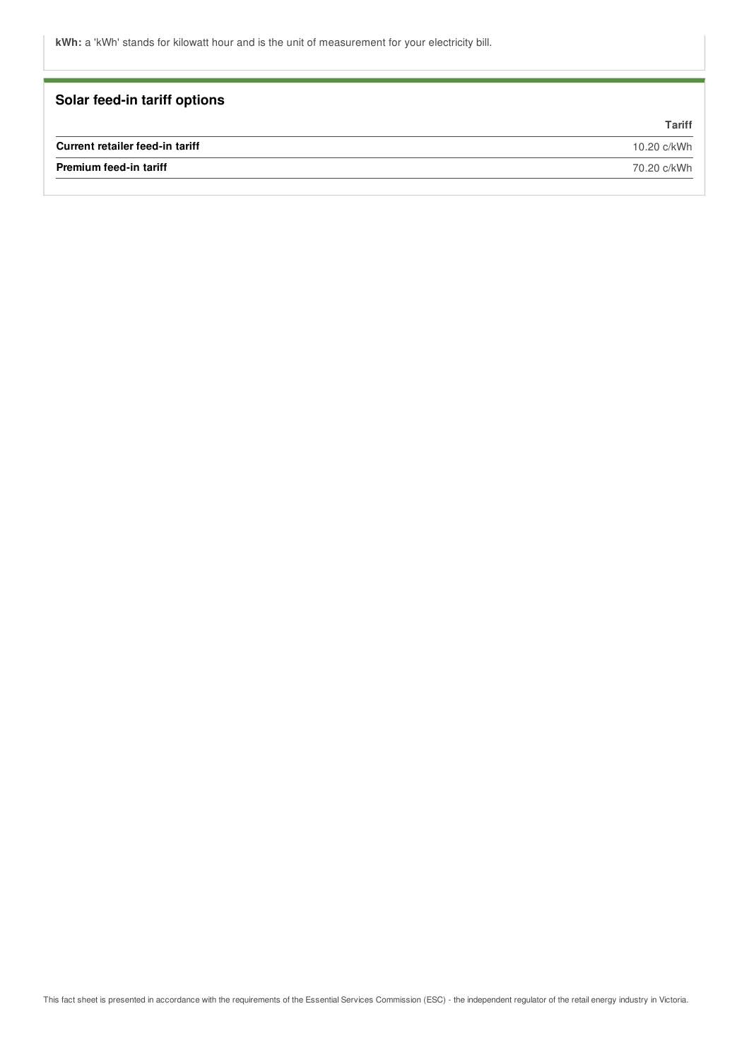**kWh:** a 'kWh' stands for kilowatt hour and is the unit of measurement for your electricity bill.

## Solar feed-in tariff options

| | Tariff |
|---|---|
| **Current retailer feed-in tariff** | 10.20 c/kWh |
| **Premium feed-in tariff** | 70.20 c/kWh |

This fact sheet is presented in accordance with the requirements of the Essential Services Commission (ESC) - the independent regulator of the retail energy industry in Victoria.